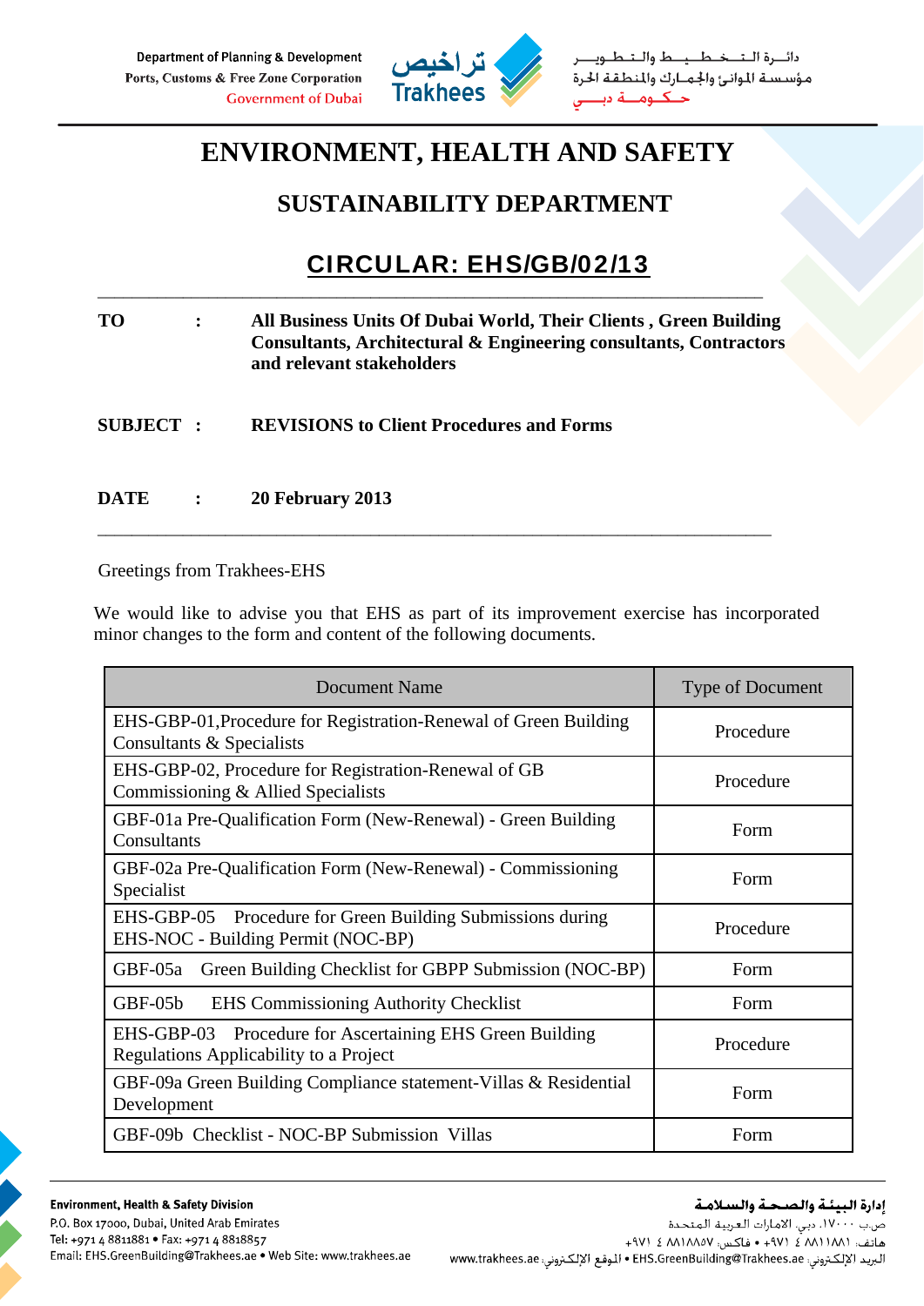# ENVIRONMENT, HEALTH AND SAFETY

## SUSTAINABILITY DEPARTMENT

## CIRCULAR: EHS/GB/02/13

---

**TO** : **All Business Units Of Dubai World, Their Clients , Green Building Consultants, Architectural & Engineering consultants, Contractors and relevant stakeholders**

**SUBJECT** : **REVISIONS to Client Procedures and Forms**

**DATE** : **20 February 2013**

---

Greetings from Trakhees-EHS

We would like to advise you that EHS as part of its improvement exercise has incorporated minor changes to the form and content of the following documents.

| Document Name | Type of Document |
|---|---|
| EHS-GBP-01,Procedure for Registration-Renewal of Green Building Consultants & Specialists | Procedure |
| EHS-GBP-02, Procedure for Registration-Renewal of GB Commissioning & Allied Specialists | Procedure |
| GBF-01a Pre-Qualification Form (New-Renewal) - Green Building Consultants | Form |
| GBF-02a Pre-Qualification Form (New-Renewal) - Commissioning Specialist | Form |
| EHS-GBP-05 Procedure for Green Building Submissions during EHS-NOC - Building Permit (NOC-BP) | Procedure |
| GBF-05a Green Building Checklist for GBPP Submission (NOC-BP) | Form |
| GBF-05b EHS Commissioning Authority Checklist | Form |
| EHS-GBP-03 Procedure for Ascertaining EHS Green Building Regulations Applicable to a Project | Procedure |
| GBF-09a Green Building Compliance statement-Villas & Residential Development | Form |
| GBF-09b Checklist - NOC-BP Submission Villas | Form |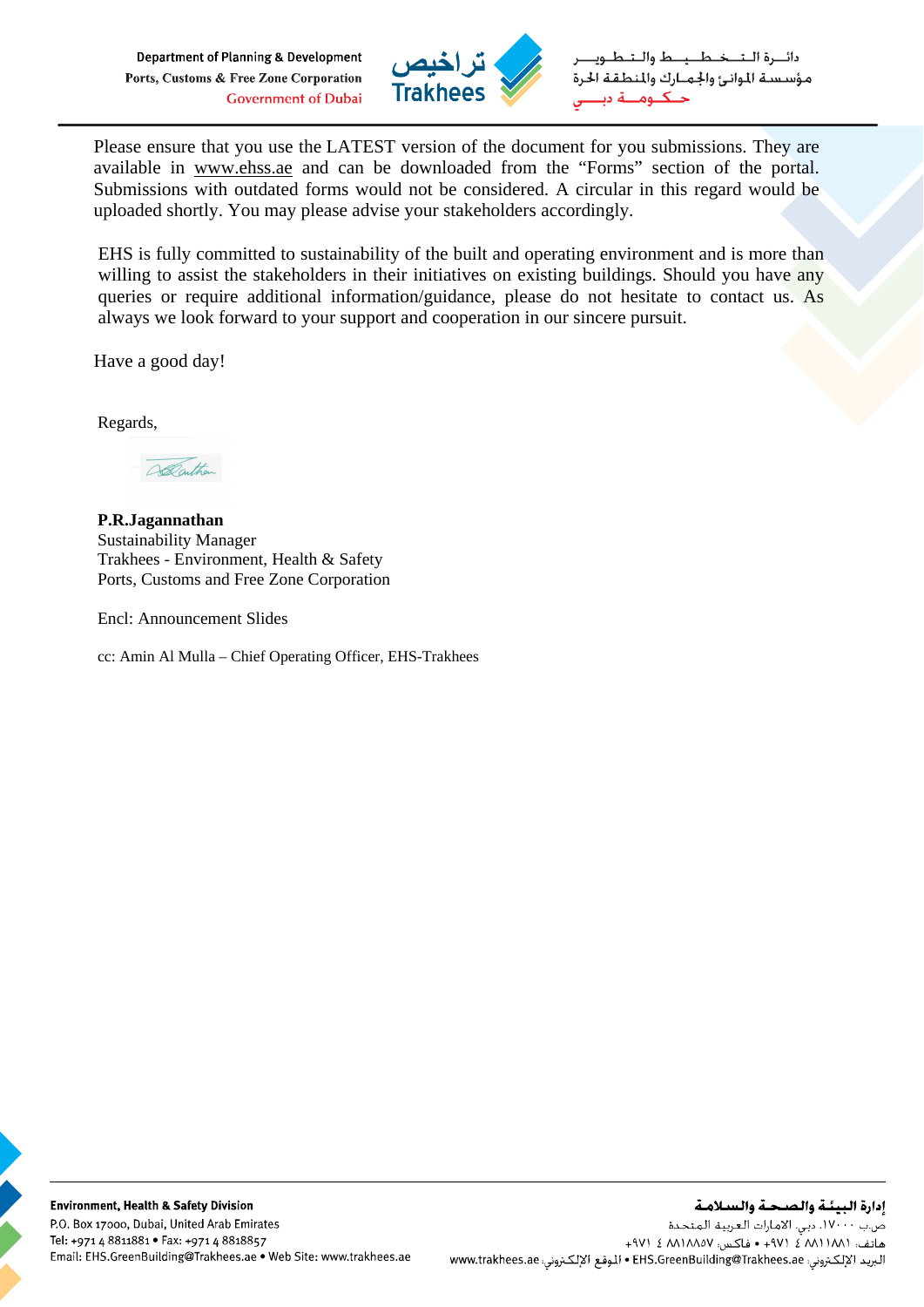Please ensure that you use the LATEST version of the document for you submissions. They are available in www.ehss.ae and can be downloaded from the "Forms" section of the portal. Submissions with outdated forms would not be considered. A circular in this regard would be uploaded shortly. You may please advise your stakeholders accordingly.

EHS is fully committed to sustainability of the built and operating environment and is more than willing to assist the stakeholders in their initiatives on existing buildings. Should you have any queries or require additional information/guidance, please do not hesitate to contact us. As always we look forward to your support and cooperation in our sincere pursuit.

Have a good day!

Regards,

**P.R.Jagannathan**
Sustainability Manager
Trakhees - Environment, Health & Safety
Ports, Customs and Free Zone Corporation

Encl: Announcement Slides

cc: Amin Al Mulla – Chief Operating Officer, EHS-Trakhees